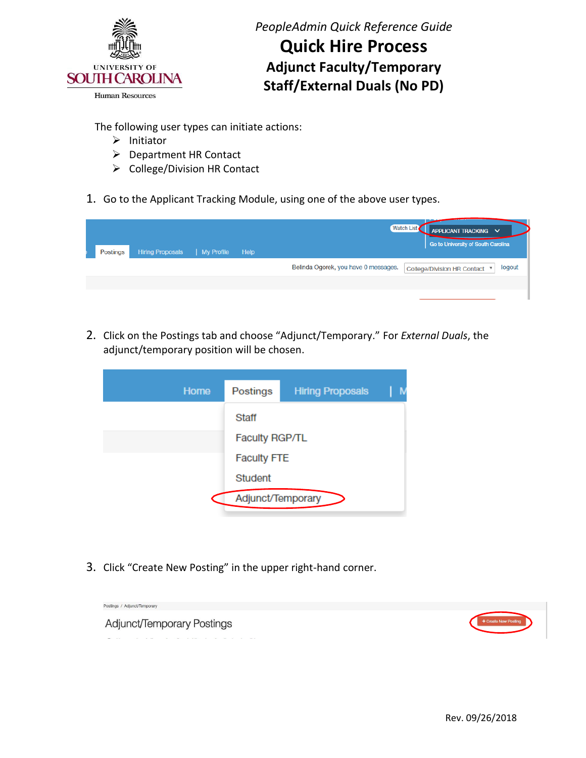*PeopleAdmin Quick Reference Guide*

# Quick Hire Process

## Adjunct Faculty/Temporary Staff/External Duals (No PD)

The following user types can initiate actions:

- Initiator
- Department HR Contact
- College/Division HR Contact

1. Go to the Applicant Tracking Module, using one of the above user types.

2. Click on the Postings tab and choose "Adjunct/Temporary." For *External Duals*, the adjunct/temporary position will be chosen.

3. Click "Create New Posting" in the upper right-hand corner.

Rev. 09/26/2018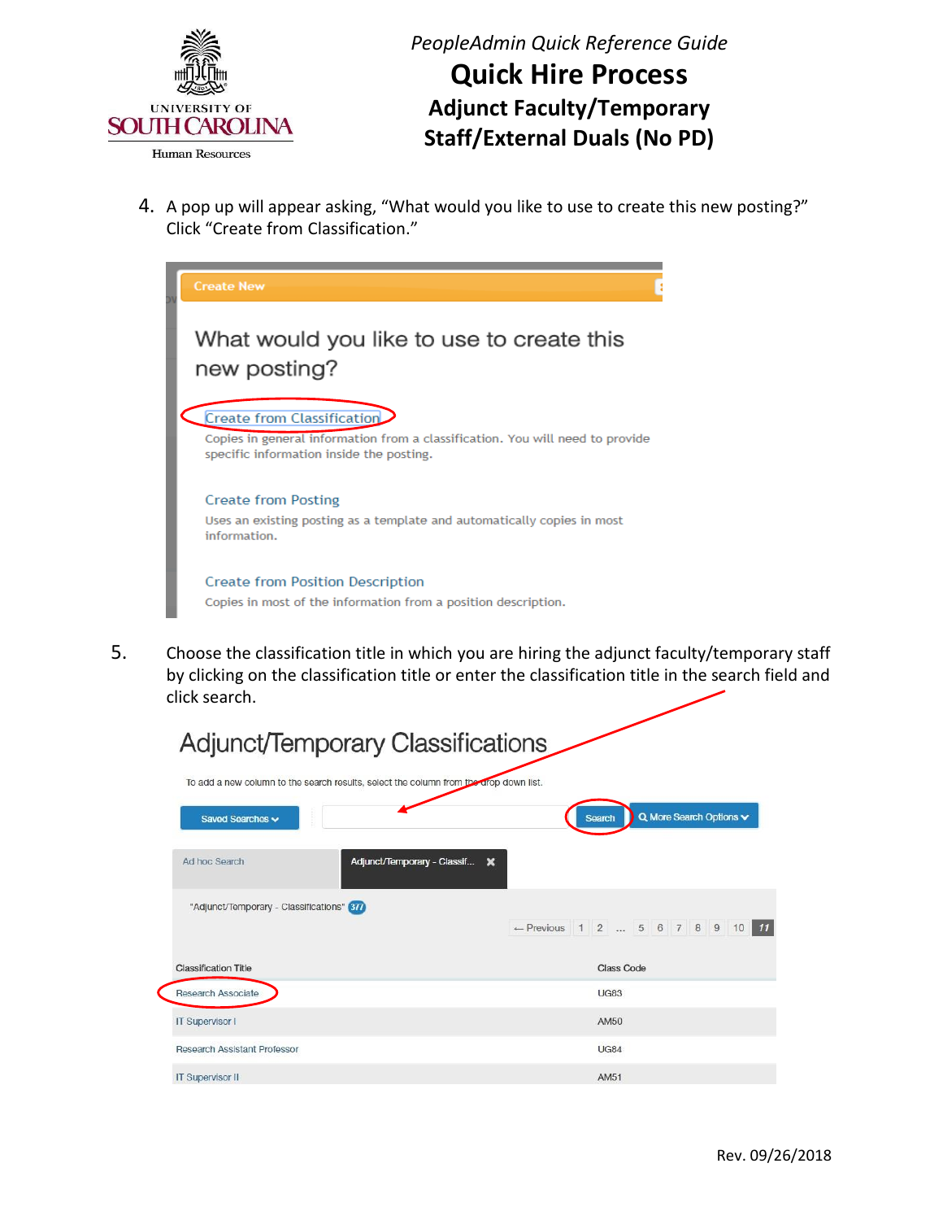4. A pop up will appear asking, “What would you like to use to create this new posting?” Click “Create from Classification.”

5. Choose the classification title in which you are hiring the adjunct faculty/temporary staff by clicking on the classification title or enter the classification title in the search field and click search.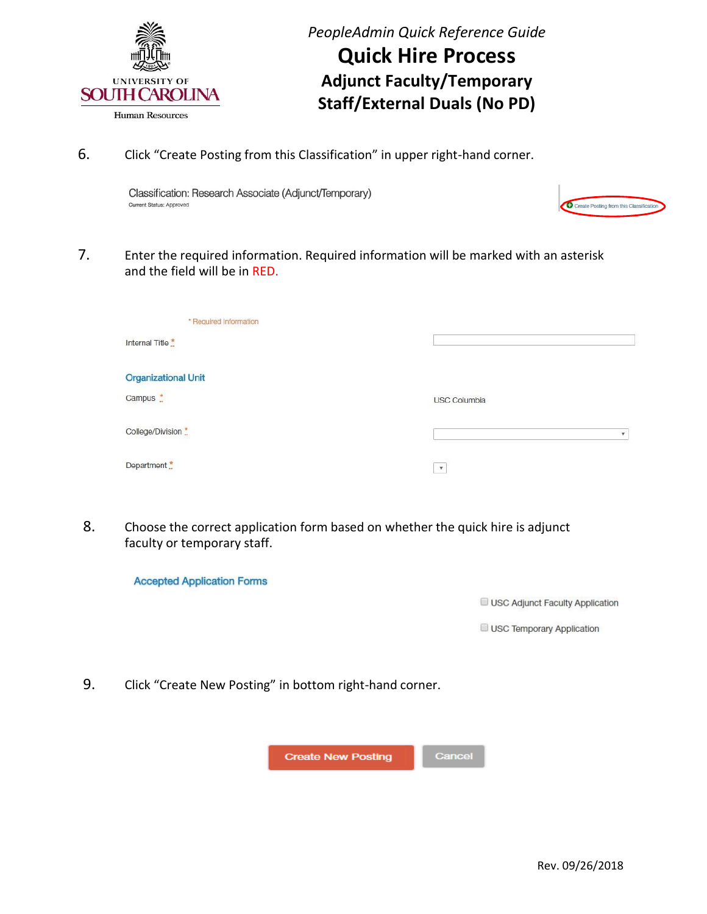*PeopleAdmin Quick Reference Guide*

# Quick Hire Process

## Adjunct Faculty/Temporary Staff/External Duals (No PD)

6. Click "Create Posting from this Classification" in upper right-hand corner.

Classification: Research Associate (Adjunct/Temporary)
Current Status: Approved

Create Posting from this Classification

7. Enter the required information. Required information will be marked with an asterisk and the field will be in RED.

\* Required Information

Internal Title *

Organizational Unit

Campus * — USC Columbia

College/Division *

Department *

8. Choose the correct application form based on whether the quick hire is adjunct faculty or temporary staff.

Accepted Application Forms

- USC Adjunct Faculty Application
- USC Temporary Application

9. Click "Create New Posting" in bottom right-hand corner.

Create New Posting | Cancel

Rev. 09/26/2018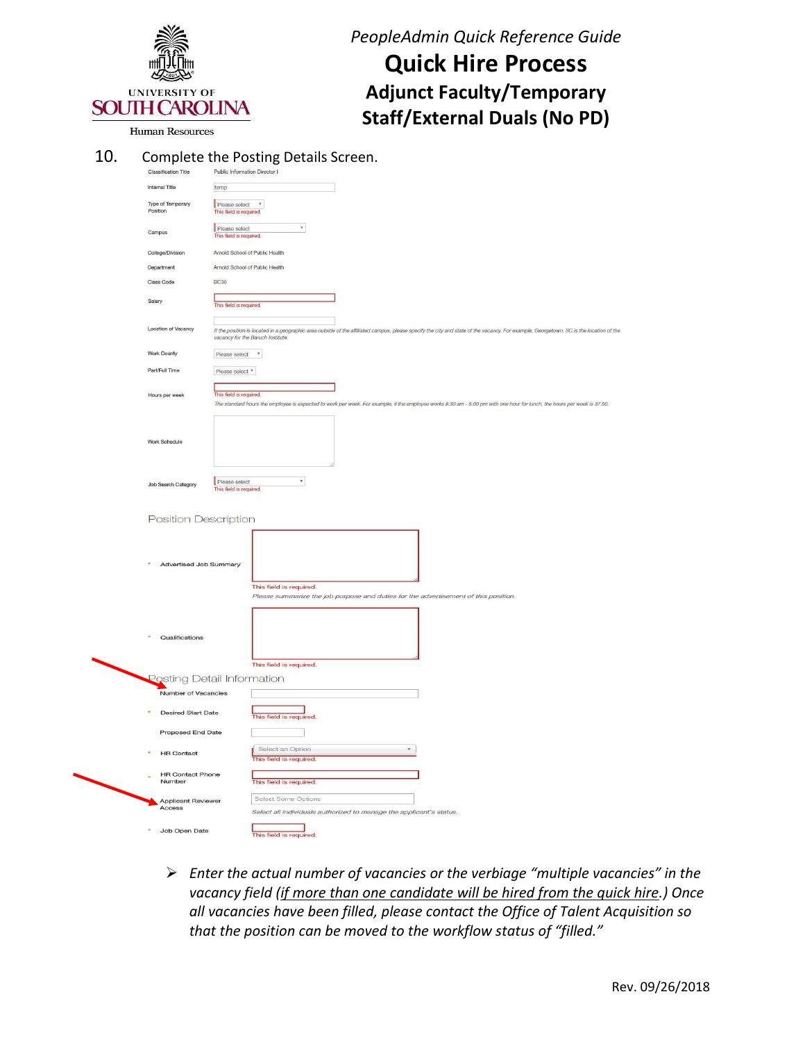# PeopleAdmin Quick Reference Guide

## Quick Hire Process

### Adjunct Faculty/Temporary Staff/External Duals (No PD)

10. Complete the Posting Details Screen.

| Field | Value |
|---|---|
| Classification Title | Public Information Director I |
| Internal Title | temp |
| Type of Temporary Position | Please select — This field is required. |
| Campus | Please select — This field is required. |
| College/Division | Arnold School of Public Health |
| Department | Arnold School of Public Health |
| Class Code | BC30 |
| Salary | This field is required. |
| Location of Vacancy | If the position is located in a geographic area outside of the affiliated campus, please specify the city and state of the vacancy. For example, Georgetown, SC is the location of the vacancy for the Baruch Institute. |
| Work County | Please select |
| Part/Full Time | Please select |
| Hours per week | This field is required. The standard hours the employee is expected to work per week. For example, if the employee works 8:30 am - 5:00 pm with one hour for lunch, the hours per week is 37.50. |
| Work Schedule | |
| Job Search Category | Please select — This field is required. |

**Position Description**

| Field | Value |
|---|---|
| * Advertised Job Summary | This field is required. Please summarize the job purpose and duties for the advertisement of this position. |
| * Qualifications | This field is required. |

**Posting Detail Information**

| Field | Value |
|---|---|
| Number of Vacancies | |
| * Desired Start Date | This field is required. |
| Proposed End Date | |
| * HR Contact | Select an Option — This field is required. |
| * HR Contact Phone Number | This field is required. |
| Applicant Reviewer Access | Select Some Options — Select all individuals authorized to manage the applicant's status. |
| * Job Open Date | This field is required. |

- *Enter the actual number of vacancies or the verbiage "multiple vacancies" in the vacancy field (if more than one candidate will be hired from the quick hire.) Once all vacancies have been filled, please contact the Office of Talent Acquisition so that the position can be moved to the workflow status of "filled."*

Rev. 09/26/2018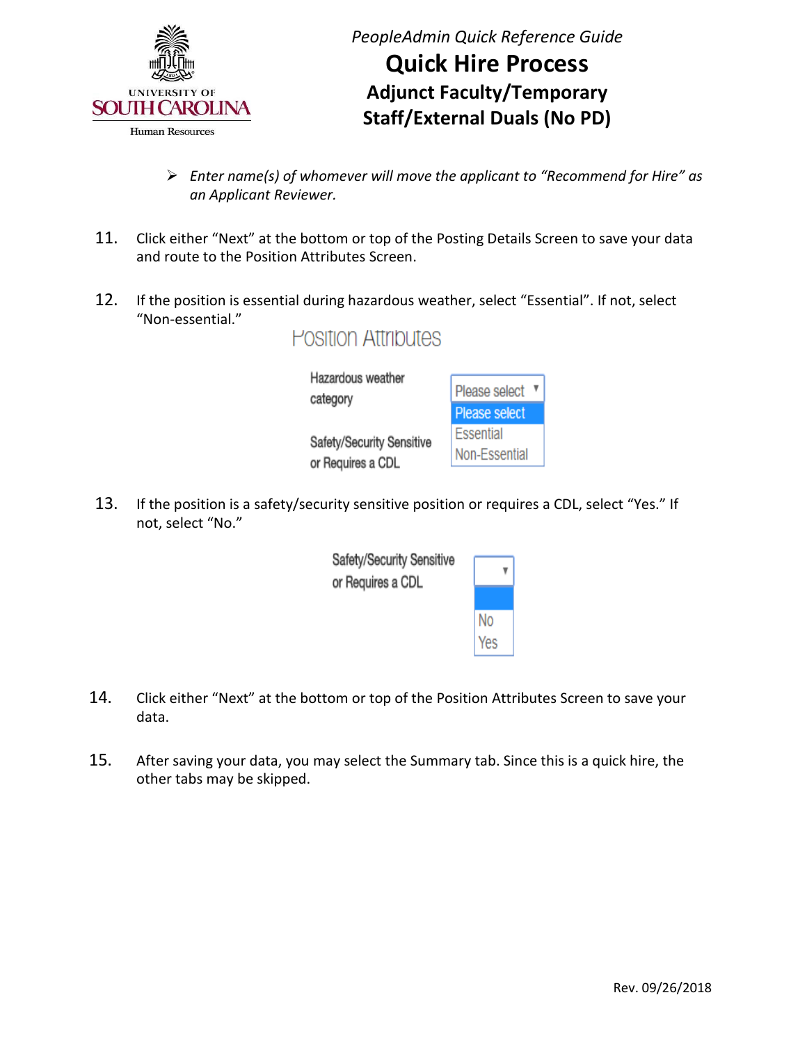- *Enter name(s) of whomever will move the applicant to "Recommend for Hire" as an Applicant Reviewer.*

11. Click either "Next" at the bottom or top of the Posting Details Screen to save your data and route to the Position Attributes Screen.

12. If the position is essential during hazardous weather, select "Essential". If not, select "Non-essential."

13. If the position is a safety/security sensitive position or requires a CDL, select "Yes." If not, select "No."

14. Click either "Next" at the bottom or top of the Position Attributes Screen to save your data.

15. After saving your data, you may select the Summary tab. Since this is a quick hire, the other tabs may be skipped.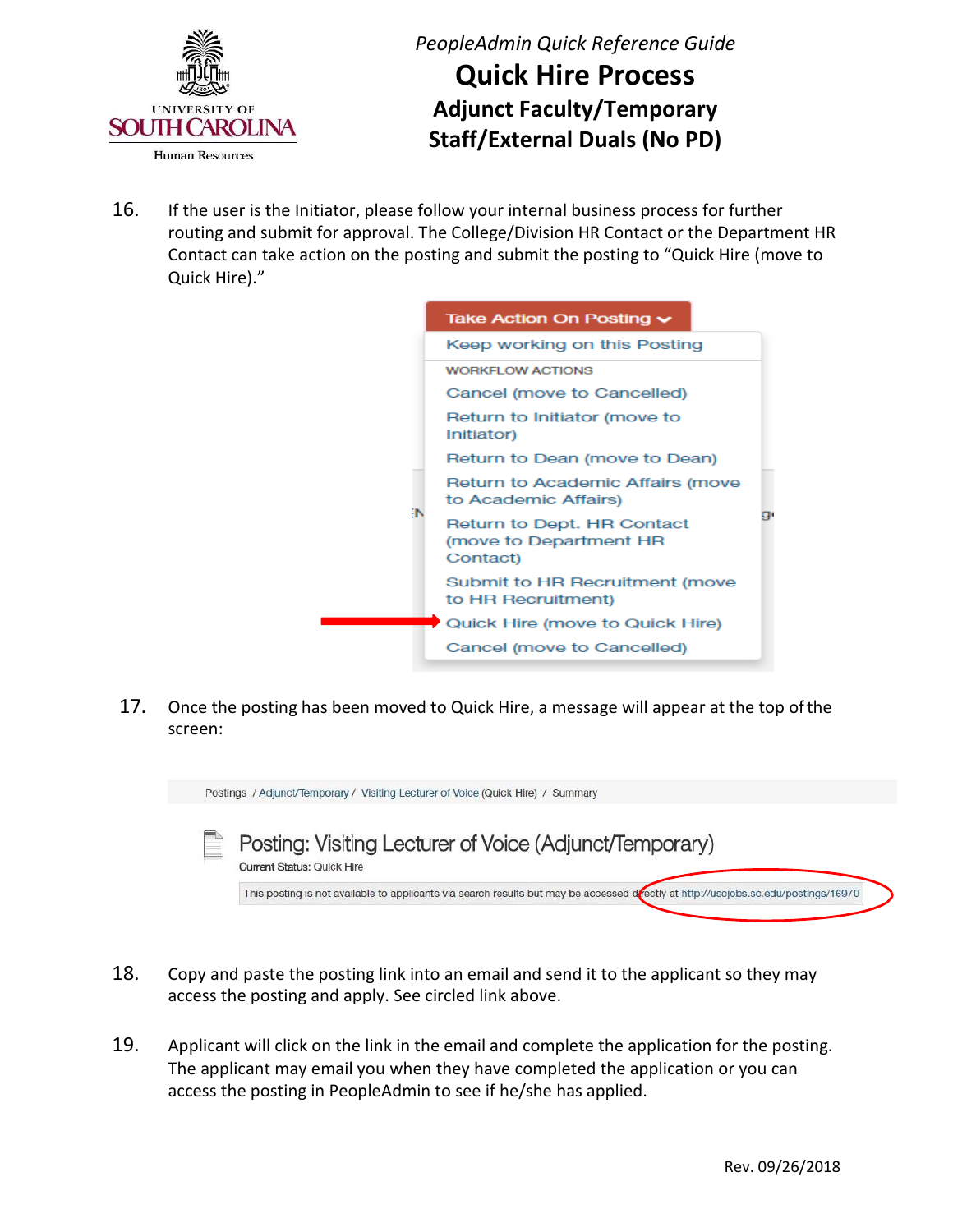*PeopleAdmin Quick Reference Guide*

# Quick Hire Process

## Adjunct Faculty/Temporary Staff/External Duals (No PD)

16. If the user is the Initiator, please follow your internal business process for further routing and submit for approval. The College/Division HR Contact or the Department HR Contact can take action on the posting and submit the posting to "Quick Hire (move to Quick Hire)."

17. Once the posting has been moved to Quick Hire, a message will appear at the top of the screen:

18. Copy and paste the posting link into an email and send it to the applicant so they may access the posting and apply. See circled link above.

19. Applicant will click on the link in the email and complete the application for the posting. The applicant may email you when they have completed the application or you can access the posting in PeopleAdmin to see if he/she has applied.

Rev. 09/26/2018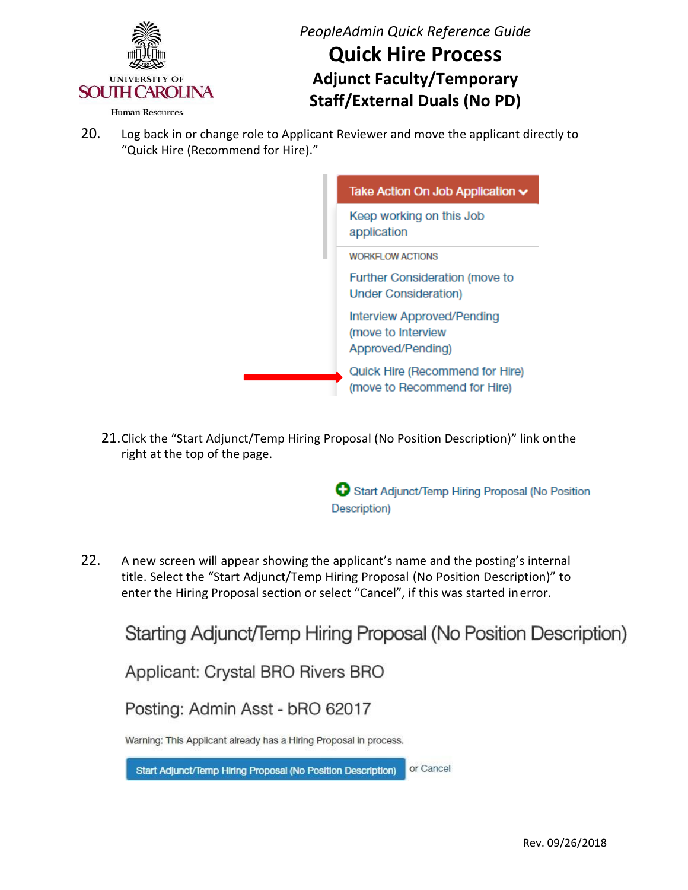20. Log back in or change role to Applicant Reviewer and move the applicant directly to "Quick Hire (Recommend for Hire)."

Take Action On Job Application

Keep working on this Job application

WORKFLOW ACTIONS

Further Consideration (move to Under Consideration)

Interview Approved/Pending (move to Interview Approved/Pending)

Quick Hire (Recommend for Hire) (move to Recommend for Hire)

21. Click the "Start Adjunct/Temp Hiring Proposal (No Position Description)" link on the right at the top of the page.

Start Adjunct/Temp Hiring Proposal (No Position Description)

22. A new screen will appear showing the applicant's name and the posting's internal title. Select the "Start Adjunct/Temp Hiring Proposal (No Position Description)" to enter the Hiring Proposal section or select "Cancel", if this was started in error.

Starting Adjunct/Temp Hiring Proposal (No Position Description)

Applicant: Crystal BRO Rivers BRO

Posting: Admin Asst - bRO 62017

Warning: This Applicant already has a Hiring Proposal in process.

Start Adjunct/Temp Hiring Proposal (No Position Description) or Cancel

Rev. 09/26/2018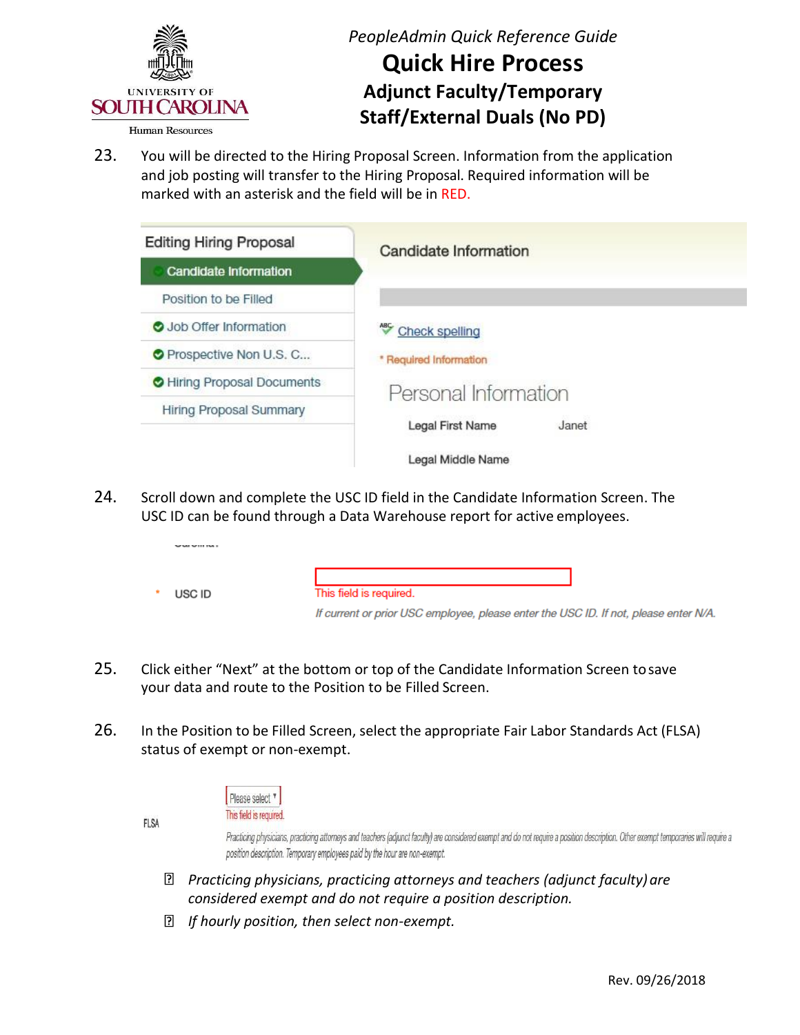23. You will be directed to the Hiring Proposal Screen. Information from the application and job posting will transfer to the Hiring Proposal. Required information will be marked with an asterisk and the field will be in RED.

Editing Hiring Proposal

- Candidate Information
- Position to be Filled
- Job Offer Information
- Prospective Non U.S. C...
- Hiring Proposal Documents
- Hiring Proposal Summary

Candidate Information

Check spelling

\* Required Information

Personal Information

Legal First Name Janet

Legal Middle Name

24. Scroll down and complete the USC ID field in the Candidate Information Screen. The USC ID can be found through a Data Warehouse report for active employees.

\* USC ID

This field is required.

*If current or prior USC employee, please enter the USC ID. If not, please enter N/A.*

25. Click either "Next" at the bottom or top of the Candidate Information Screen to save your data and route to the Position to be Filled Screen.

26. In the Position to be Filled Screen, select the appropriate Fair Labor Standards Act (FLSA) status of exempt or non-exempt.

FLSA Please select

This field is required.

*Practicing physicians, practicing attorneys and teachers (adjunct faculty) are considered exempt and do not require a position description. Other exempt temporaries will require a position description. Temporary employees paid by the hour are non-exempt.*

- *Practicing physicians, practicing attorneys and teachers (adjunct faculty) are considered exempt and do not require a position description.*
- *If hourly position, then select non-exempt.*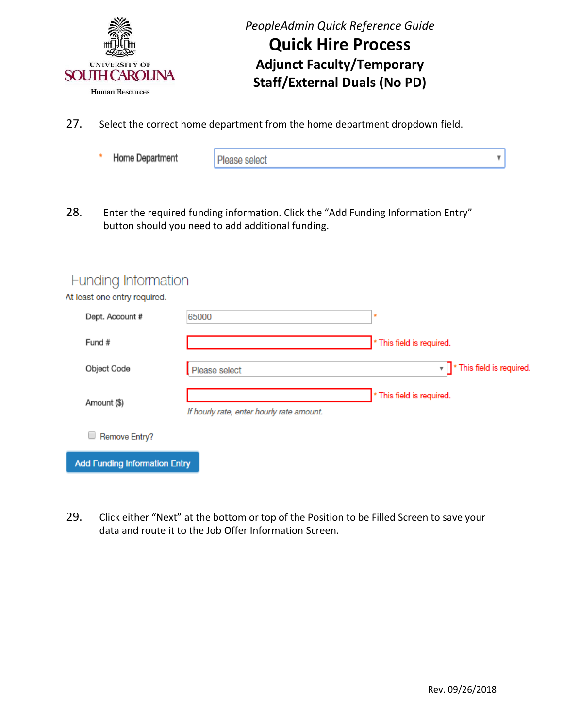27. Select the correct home department from the home department dropdown field.

\* Home Department — Please select

28. Enter the required funding information. Click the "Add Funding Information Entry" button should you need to add additional funding.

Funding Information

At least one entry required.

| Field | Value | |
|---|---|---|
| Dept. Account # | 65000 | * |
| Fund # | | * This field is required. |
| Object Code | Please select | * This field is required. |
| Amount ($) | *If hourly rate, enter hourly rate amount.* | * This field is required. |

☐ Remove Entry?

Add Funding Information Entry

29. Click either "Next" at the bottom or top of the Position to be Filled Screen to save your data and route it to the Job Offer Information Screen.

Rev. 09/26/2018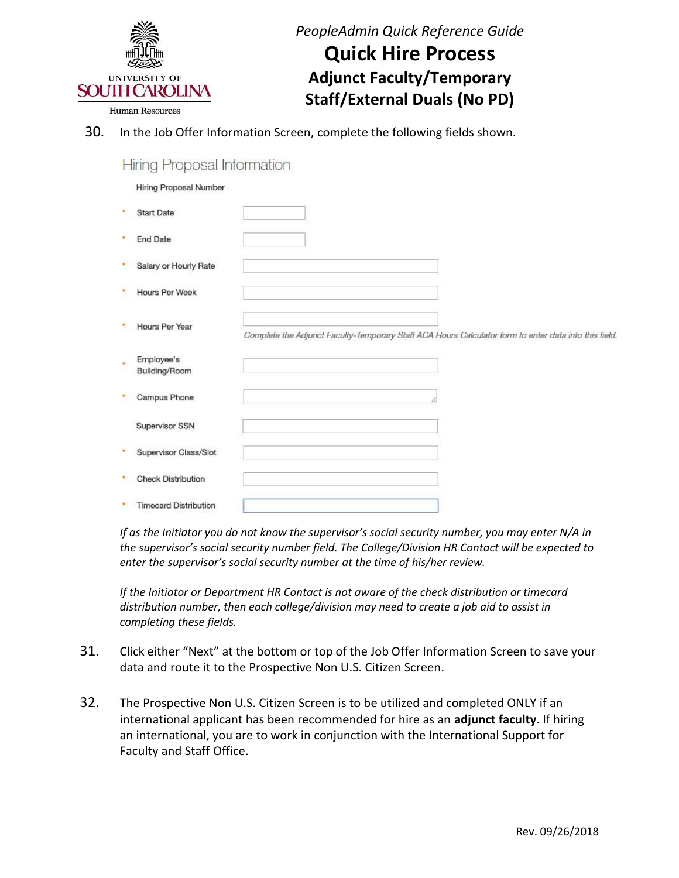30. In the Job Offer Information Screen, complete the following fields shown.

### Hiring Proposal Information

| Field | |
|---|---|
| Hiring Proposal Number | |
| * Start Date | |
| * End Date | |
| * Salary or Hourly Rate | |
| * Hours Per Week | |
| * Hours Per Year | *Complete the Adjunct Faculty-Temporary Staff ACA Hours Calculator form to enter data into this field.* |
| * Employee's Building/Room | |
| * Campus Phone | |
| Supervisor SSN | |
| * Supervisor Class/Slot | |
| * Check Distribution | |
| * Timecard Distribution | |

*If as the Initiator you do not know the supervisor's social security number, you may enter N/A in the supervisor's social security number field. The College/Division HR Contact will be expected to enter the supervisor's social security number at the time of his/her review.*

*If the Initiator or Department HR Contact is not aware of the check distribution or timecard distribution number, then each college/division may need to create a job aid to assist in completing these fields.*

31. Click either "Next" at the bottom or top of the Job Offer Information Screen to save your data and route it to the Prospective Non U.S. Citizen Screen.

32. The Prospective Non U.S. Citizen Screen is to be utilized and completed ONLY if an international applicant has been recommended for hire as an **adjunct faculty**. If hiring an international, you are to work in conjunction with the International Support for Faculty and Staff Office.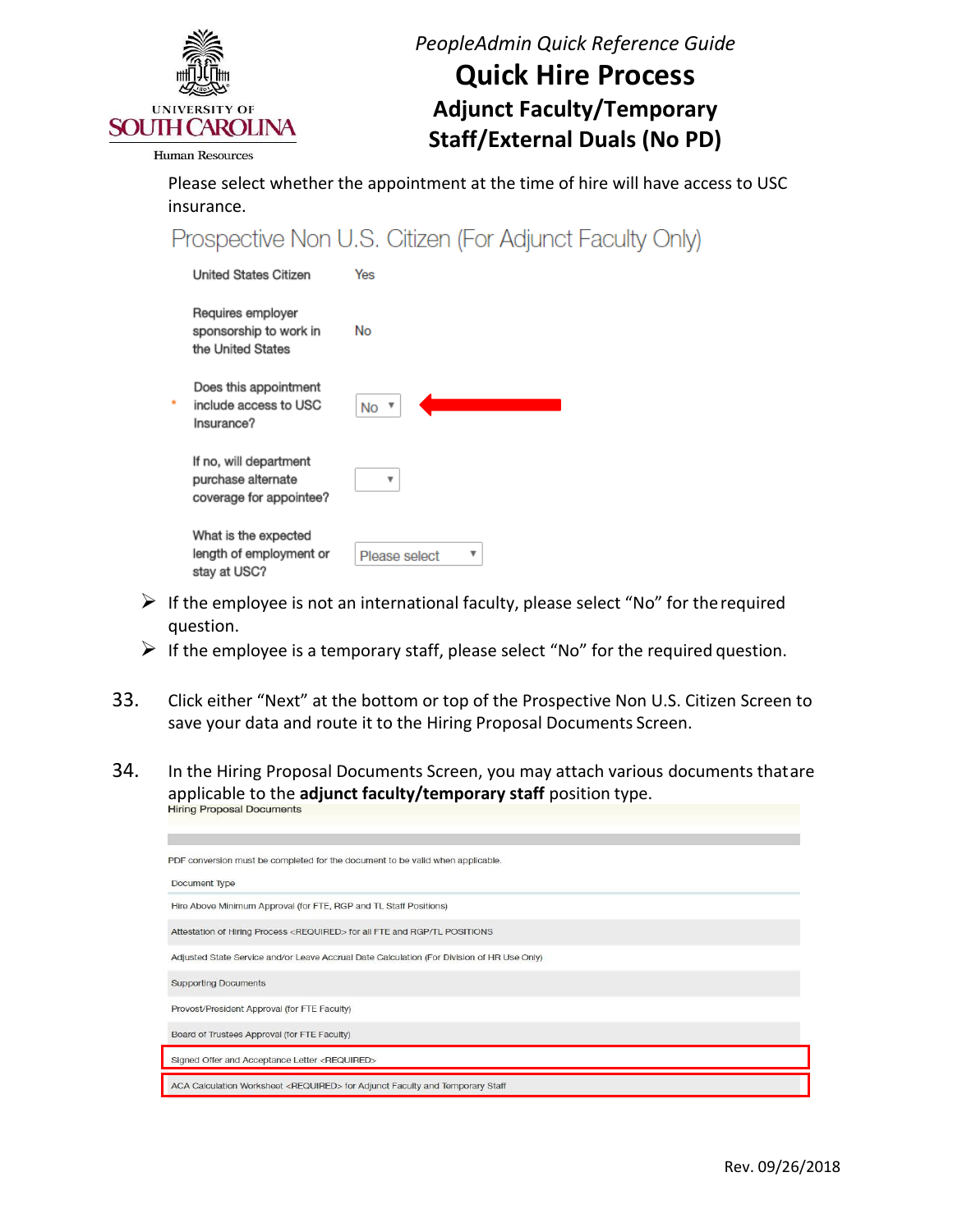*PeopleAdmin Quick Reference Guide*

# Quick Hire Process

## Adjunct Faculty/Temporary Staff/External Duals (No PD)

Please select whether the appointment at the time of hire will have access to USC insurance.

### Prospective Non U.S. Citizen (For Adjunct Faculty Only)

| | |
|---|---|
| United States Citizen | Yes |
| Requires employer sponsorship to work in the United States | No |
| * Does this appointment include access to USC Insurance? | No |
| If no, will department purchase alternate coverage for appointee? | |
| What is the expected length of employment or stay at USC? | Please select |

- If the employee is not an international faculty, please select "No" for the required question.
- If the employee is a temporary staff, please select "No" for the required question.

33. Click either "Next" at the bottom or top of the Prospective Non U.S. Citizen Screen to save your data and route it to the Hiring Proposal Documents Screen.

34. In the Hiring Proposal Documents Screen, you may attach various documents that are applicable to the **adjunct faculty/temporary staff** position type.

Hiring Proposal Documents

PDF conversion must be completed for the document to be valid when applicable.

| Document Type |
|---|
| Hire Above Minimum Approval (for FTE, RGP and TL Staff Positions) |
| Attestation of Hiring Process <REQUIRED> for all FTE and RGP/TL POSITIONS |
| Adjusted State Service and/or Leave Accrual Date Calculation (For Division of HR Use Only) |
| Supporting Documents |
| Provost/President Approval (for FTE Faculty) |
| Board of Trustees Approval (for FTE Faculty) |
| Signed Offer and Acceptance Letter <REQUIRED> |
| ACA Calculation Worksheet <REQUIRED> for Adjunct Faculty and Temporary Staff |

Rev. 09/26/2018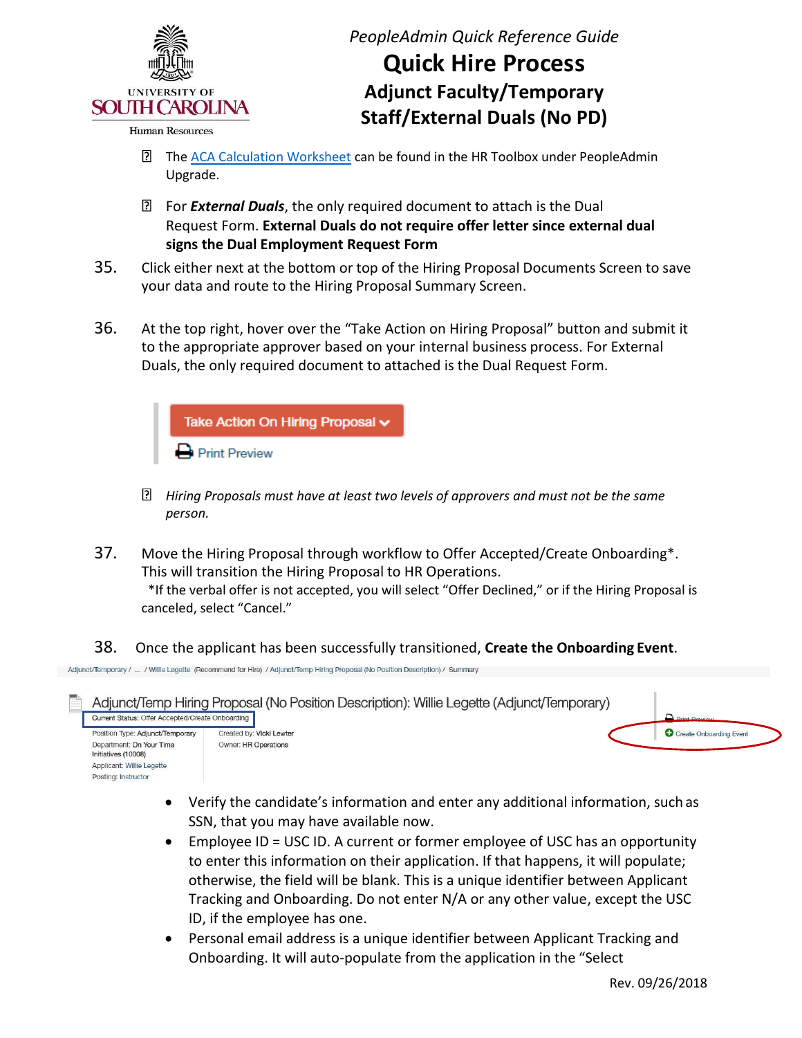- The [ACA Calculation Worksheet](#) can be found in the HR Toolbox under PeopleAdmin Upgrade.
- For ***External Duals***, the only required document to attach is the Dual Request Form. **External Duals do not require offer letter since external dual signs the Dual Employment Request Form**

35. Click either next at the bottom or top of the Hiring Proposal Documents Screen to save your data and route to the Hiring Proposal Summary Screen.

36. At the top right, hover over the "Take Action on Hiring Proposal" button and submit it to the appropriate approver based on your internal business process. For External Duals, the only required document to attached is the Dual Request Form.

    Take Action On Hiring Proposal
    Print Preview

    - *Hiring Proposals must have at least two levels of approvers and must not be the same person.*

37. Move the Hiring Proposal through workflow to Offer Accepted/Create Onboarding*. This will transition the Hiring Proposal to HR Operations.
    *If the verbal offer is not accepted, you will select "Offer Declined," or if the Hiring Proposal is canceled, select "Cancel."

38. Once the applicant has been successfully transitioned, **Create the Onboarding Event**.

Adjunct/Temporary / ... / Willie Legette (Recommend for Hire) / Adjunct/Temp Hiring Proposal (No Position Description) / Summary

Adjunct/Temp Hiring Proposal (No Position Description): Willie Legette (Adjunct/Temporary)
Current Status: Offer Accepted/Create Onboarding

Position Type: Adjunct/Temporary
Department: On Your Time Initiatives (10008)
Applicant: Willie Legette
Posting: Instructor

Created by: Vicki Lewter
Owner: HR Operations

Print Preview
Create Onboarding Event

- Verify the candidate's information and enter any additional information, such as SSN, that you may have available now.
- Employee ID = USC ID. A current or former employee of USC has an opportunity to enter this information on their application. If that happens, it will populate; otherwise, the field will be blank. This is a unique identifier between Applicant Tracking and Onboarding. Do not enter N/A or any other value, except the USC ID, if the employee has one.
- Personal email address is a unique identifier between Applicant Tracking and Onboarding. It will auto-populate from the application in the "Select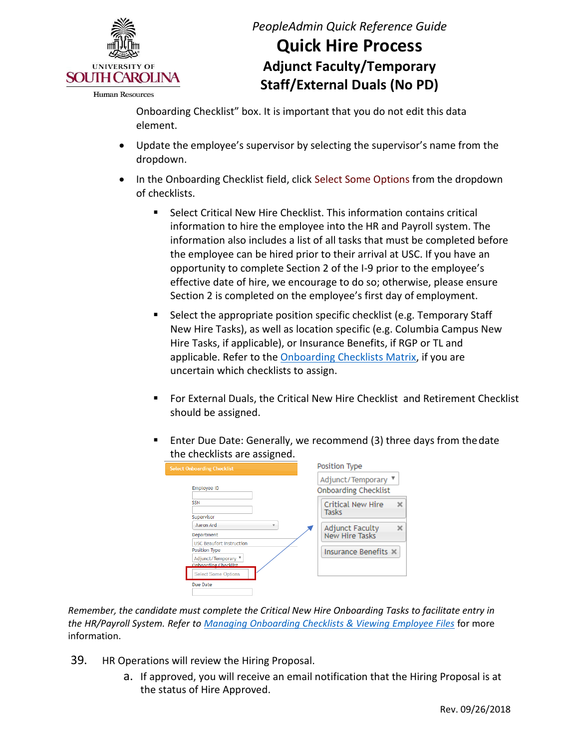Onboarding Checklist" box. It is important that you do not edit this data element.

- Update the employee's supervisor by selecting the supervisor's name from the dropdown.
- In the Onboarding Checklist field, click Select Some Options from the dropdown of checklists.
  - Select Critical New Hire Checklist. This information contains critical information to hire the employee into the HR and Payroll system. The information also includes a list of all tasks that must be completed before the employee can be hired prior to their arrival at USC. If you have an opportunity to complete Section 2 of the I-9 prior to the employee's effective date of hire, we encourage to do so; otherwise, please ensure Section 2 is completed on the employee's first day of employment.
  - Select the appropriate position specific checklist (e.g. Temporary Staff New Hire Tasks), as well as location specific (e.g. Columbia Campus New Hire Tasks, if applicable), or Insurance Benefits, if RGP or TL and applicable. Refer to the [Onboarding Checklists Matrix](), if you are uncertain which checklists to assign.
  - For External Duals, the Critical New Hire Checklist and Retirement Checklist should be assigned.
  - Enter Due Date: Generally, we recommend (3) three days from the date the checklists are assigned.

*Remember, the candidate must complete the Critical New Hire Onboarding Tasks to facilitate entry in the HR/Payroll System. Refer to* [*Managing Onboarding Checklists & Viewing Employee Files*]() for more information.

39. HR Operations will review the Hiring Proposal.
    a. If approved, you will receive an email notification that the Hiring Proposal is at the status of Hire Approved.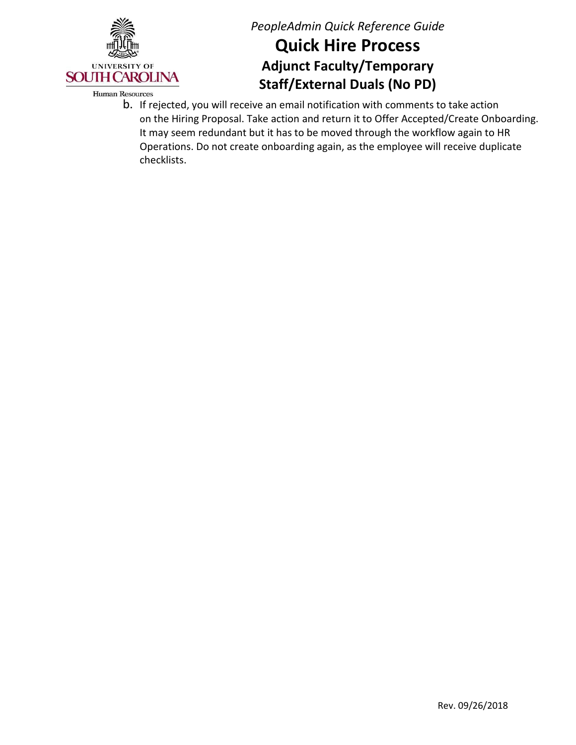b. If rejected, you will receive an email notification with comments to take action on the Hiring Proposal. Take action and return it to Offer Accepted/Create Onboarding. It may seem redundant but it has to be moved through the workflow again to HR Operations. Do not create onboarding again, as the employee will receive duplicate checklists.